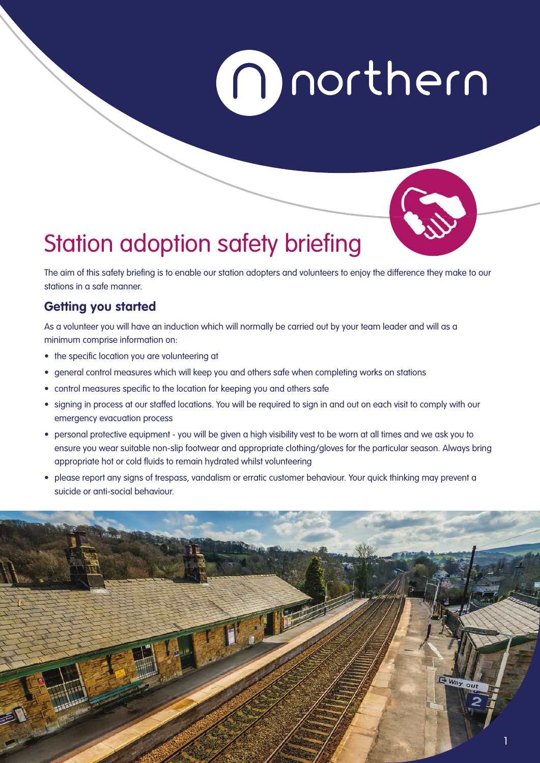# Station adoption safety briefing

The aim of this safety briefing is to enable our station adopters and volunteers to enjoy the difference they make to our stations in a safe manner.

## Getting you started

As a volunteer you will have an induction which will normally be carried out by your team leader and will as a minimum comprise information on:

- the specific location you are volunteering at
- general control measures which will keep you and others safe when completing works on stations
- control measures specific to the location for keeping you and others safe
- signing in process at our staffed locations. You will be required to sign in and out on each visit to comply with our emergency evacuation process
- personal protective equipment - you will be given a high visibility vest to be worn at all times and we ask you to ensure you wear suitable non-slip footwear and appropriate clothing/gloves for the particular season. Always bring appropriate hot or cold fluids to remain hydrated whilst volunteering
- please report any signs of trespass, vandalism or erratic customer behaviour. Your quick thinking may prevent a suicide or anti-social behaviour.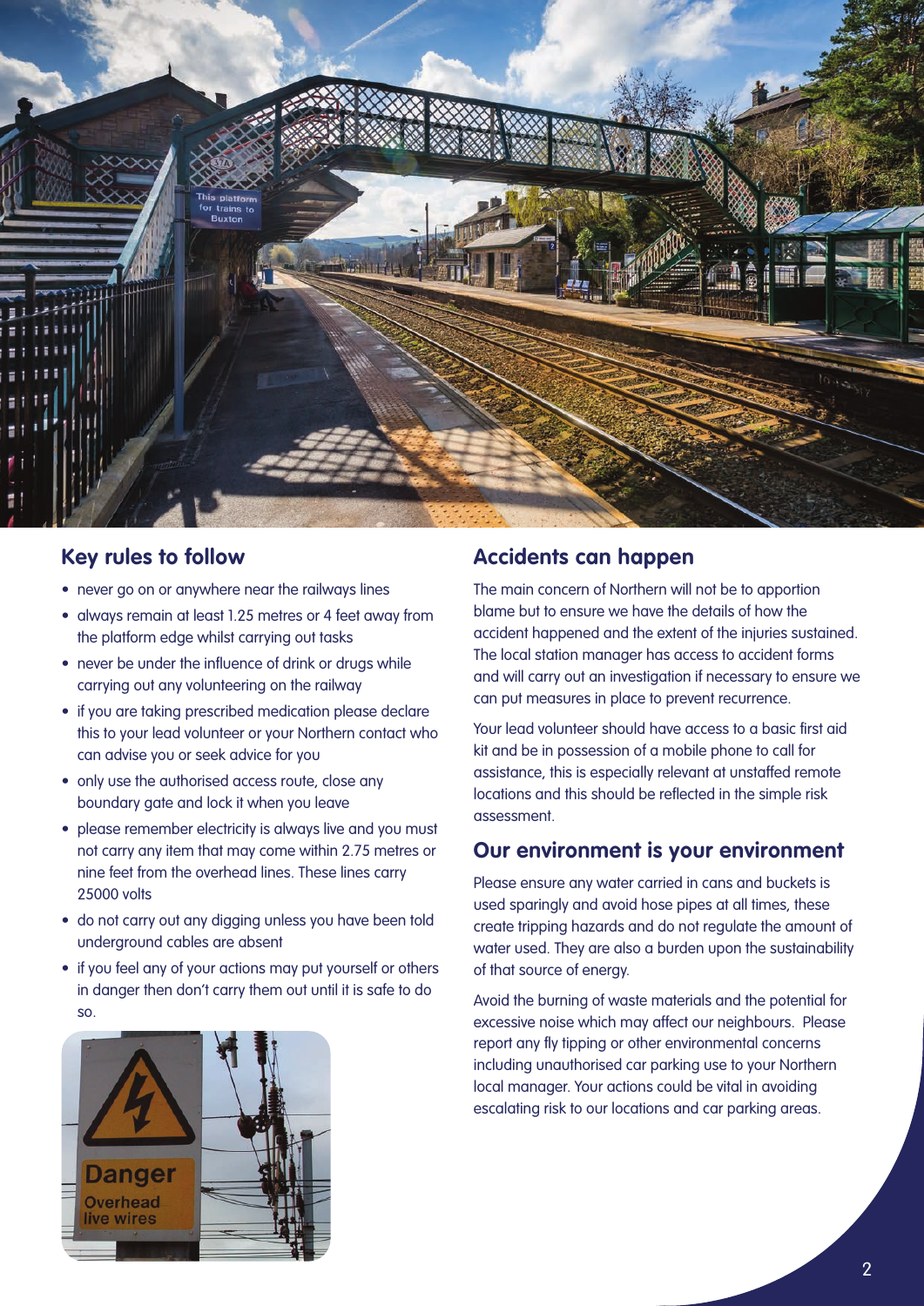## Key rules to follow

- never go on or anywhere near the railways lines
- always remain at least 1.25 metres or 4 feet away from the platform edge whilst carrying out tasks
- never be under the influence of drink or drugs while carrying out any volunteering on the railway
- if you are taking prescribed medication please declare this to your lead volunteer or your Northern contact who can advise you or seek advice for you
- only use the authorised access route, close any boundary gate and lock it when you leave
- please remember electricity is always live and you must not carry any item that may come within 2.75 metres or nine feet from the overhead lines. These lines carry 25000 volts
- do not carry out any digging unless you have been told underground cables are absent
- if you feel any of your actions may put yourself or others in danger then don't carry them out until it is safe to do so.

## Accidents can happen

The main concern of Northern will not be to apportion blame but to ensure we have the details of how the accident happened and the extent of the injuries sustained. The local station manager has access to accident forms and will carry out an investigation if necessary to ensure we can put measures in place to prevent recurrence.

Your lead volunteer should have access to a basic first aid kit and be in possession of a mobile phone to call for assistance, this is especially relevant at unstaffed remote locations and this should be reflected in the simple risk assessment.

## Our environment is your environment

Please ensure any water carried in cans and buckets is used sparingly and avoid hose pipes at all times, these create tripping hazards and do not regulate the amount of water used. They are also a burden upon the sustainability of that source of energy.

Avoid the burning of waste materials and the potential for excessive noise which may affect our neighbours. Please report any fly tipping or other environmental concerns including unauthorised car parking use to your Northern local manager. Your actions could be vital in avoiding escalating risk to our locations and car parking areas.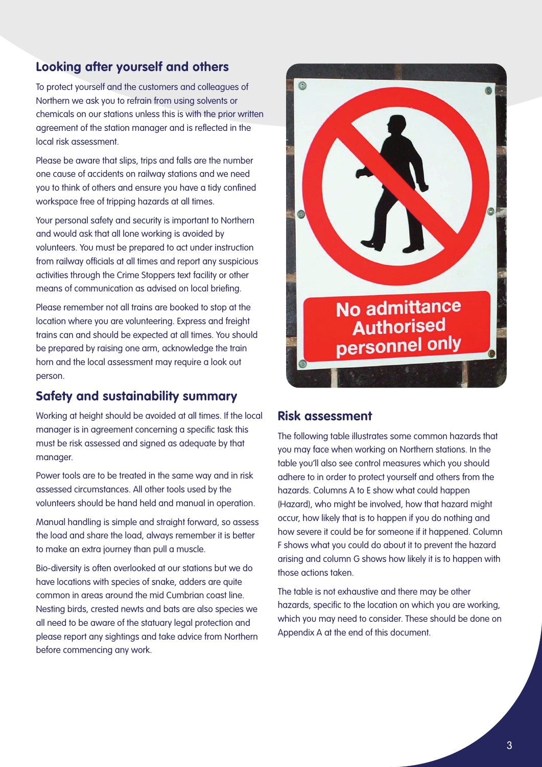## Looking after yourself and others

To protect yourself and the customers and colleagues of Northern we ask you to refrain from using solvents or chemicals on our stations unless this is with the prior written agreement of the station manager and is reflected in the local risk assessment.

Please be aware that slips, trips and falls are the number one cause of accidents on railway stations and we need you to think of others and ensure you have a tidy confined workspace free of tripping hazards at all times.

Your personal safety and security is important to Northern and would ask that all lone working is avoided by volunteers. You must be prepared to act under instruction from railway officials at all times and report any suspicious activities through the Crime Stoppers text facility or other means of communication as advised on local briefing.

Please remember not all trains are booked to stop at the location where you are volunteering. Express and freight trains can and should be expected at all times. You should be prepared by raising one arm, acknowledge the train horn and the local assessment may require a look out person.

## Safety and sustainability summary

Working at height should be avoided at all times. If the local manager is in agreement concerning a specific task this must be risk assessed and signed as adequate by that manager.

Power tools are to be treated in the same way and in risk assessed circumstances. All other tools used by the volunteers should be hand held and manual in operation.

Manual handling is simple and straight forward, so assess the load and share the load, always remember it is better to make an extra journey than pull a muscle.

Bio-diversity is often overlooked at our stations but we do have locations with species of snake, adders are quite common in areas around the mid Cumbrian coast line. Nesting birds, crested newts and bats are also species we all need to be aware of the statuary legal protection and please report any sightings and take advice from Northern before commencing any work.

No admittance
Authorised personnel only

## Risk assessment

The following table illustrates some common hazards that you may face when working on Northern stations. In the table you'll also see control measures which you should adhere to in order to protect yourself and others from the hazards. Columns A to E show what could happen (Hazard), who might be involved, how that hazard might occur, how likely that is to happen if you do nothing and how severe it could be for someone if it happened. Column F shows what you could do about it to prevent the hazard arising and column G shows how likely it is to happen with those actions taken.

The table is not exhaustive and there may be other hazards, specific to the location on which you are working, which you may need to consider. These should be done on Appendix A at the end of this document.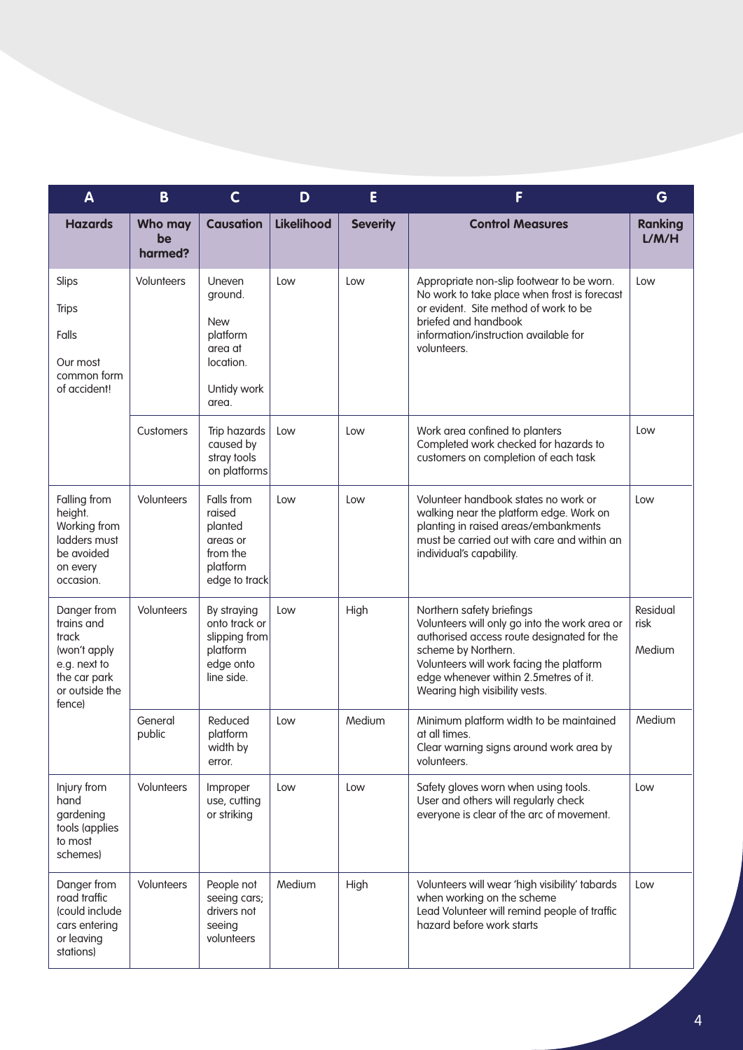| A | B | C | D | E | F | G |
|---|---|---|---|---|---|---|
| **Hazards** | **Who may be harmed?** | **Causation** | **Likelihood** | **Severity** | **Control Measures** | **Ranking L/M/H** |
| Slips<br><br>Trips<br><br>Falls<br><br>Our most common form of accident! | Volunteers | Uneven ground.<br><br>New platform area at location.<br><br>Untidy work area. | Low | Low | Appropriate non-slip footwear to be worn. No work to take place when frost is forecast or evident. Site method of work to be briefed and handbook information/instruction available for volunteers. | Low |
| | Customers | Trip hazards caused by stray tools on platforms | Low | Low | Work area confined to planters<br>Completed work checked for hazards to customers on completion of each task | Low |
| Falling from height. Working from ladders must be avoided on every occasion. | Volunteers | Falls from raised planted areas or from the platform edge to track | Low | Low | Volunteer handbook states no work or walking near the platform edge. Work on planting in raised areas/embankments must be carried out with care and within an individual's capability. | Low |
| Danger from trains and track (won't apply e.g. next to the car park or outside the fence) | Volunteers | By straying onto track or slipping from platform edge onto line side. | Low | High | Northern safety briefings<br>Volunteers will only go into the work area or authorised access route designated for the scheme by Northern.<br>Volunteers will work facing the platform edge whenever within 2.5metres of it.<br>Wearing high visibility vests. | Residual risk<br><br>Medium |
| | General public | Reduced platform width by error. | Low | Medium | Minimum platform width to be maintained at all times.<br>Clear warning signs around work area by volunteers. | Medium |
| Injury from hand gardening tools (applies to most schemes) | Volunteers | Improper use, cutting or striking | Low | Low | Safety gloves worn when using tools.<br>User and others will regularly check everyone is clear of the arc of movement. | Low |
| Danger from road traffic (could include cars entering or leaving stations) | Volunteers | People not seeing cars; drivers not seeing volunteers | Medium | High | Volunteers will wear 'high visibility' tabards when working on the scheme<br>Lead Volunteer will remind people of traffic hazard before work starts | Low |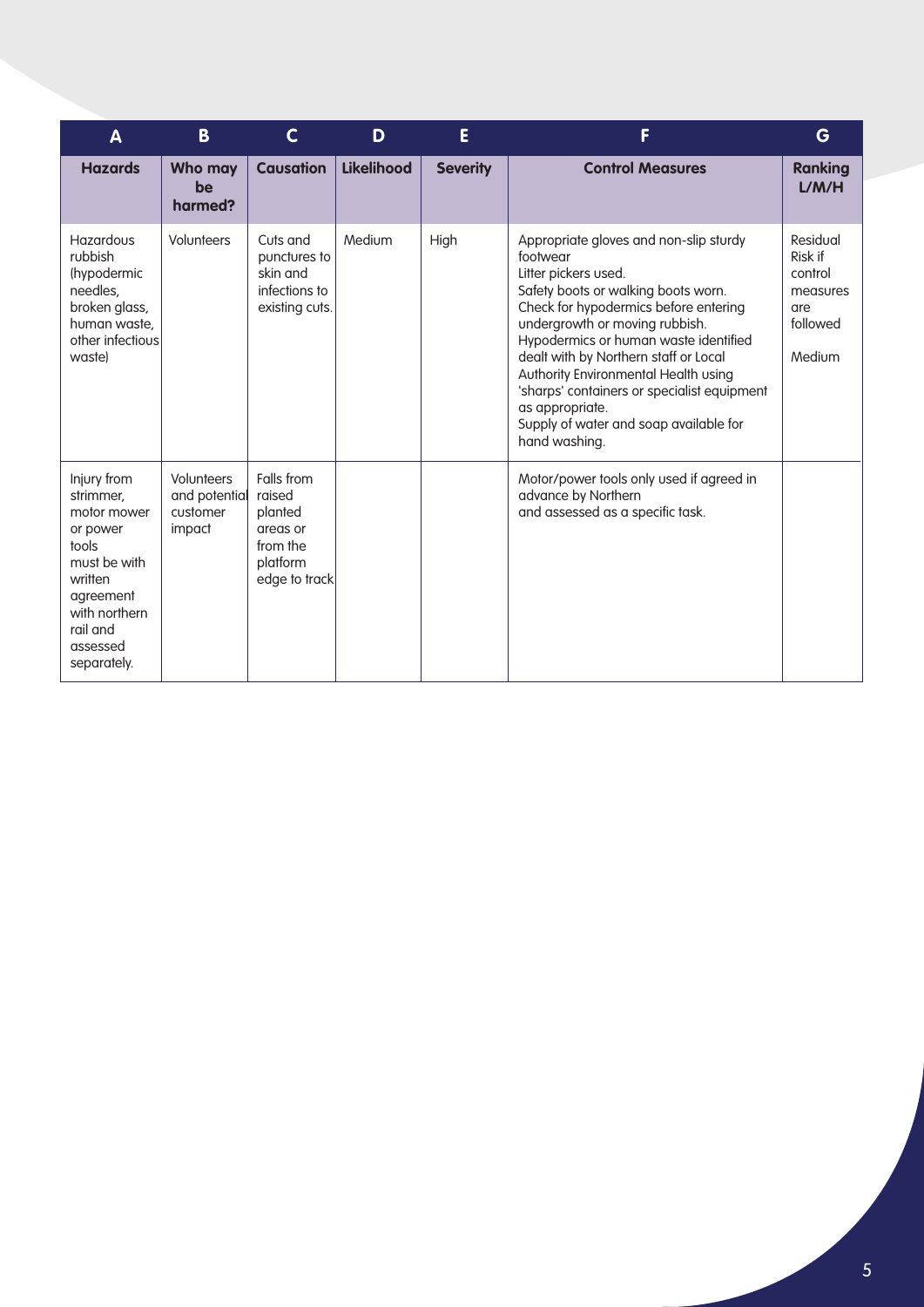| A | B | C | D | E | F | G |
|---|---|---|---|---|---|---|
| **Hazards** | **Who may be harmed?** | **Causation** | **Likelihood** | **Severity** | **Control Measures** | **Ranking L/M/H** |
| Hazardous rubbish (hypodermic needles, broken glass, human waste, other infectious waste) | Volunteers | Cuts and punctures to skin and infections to existing cuts. | Medium | High | Appropriate gloves and non-slip sturdy footwear<br>Litter pickers used.<br>Safety boots or walking boots worn.<br>Check for hypodermics before entering undergrowth or moving rubbish.<br>Hypodermics or human waste identified dealt with by Northern staff or Local Authority Environmental Health using 'sharps' containers or specialist equipment as appropriate.<br>Supply of water and soap available for hand washing. | Residual Risk if control measures are followed<br><br>Medium |
| Injury from strimmer, motor mower or power tools must be with written agreement with northern rail and assessed separately. | Volunteers and potential customer impact | Falls from raised planted areas or from the platform edge to track | | | Motor/power tools only used if agreed in advance by Northern and assessed as a specific task. | |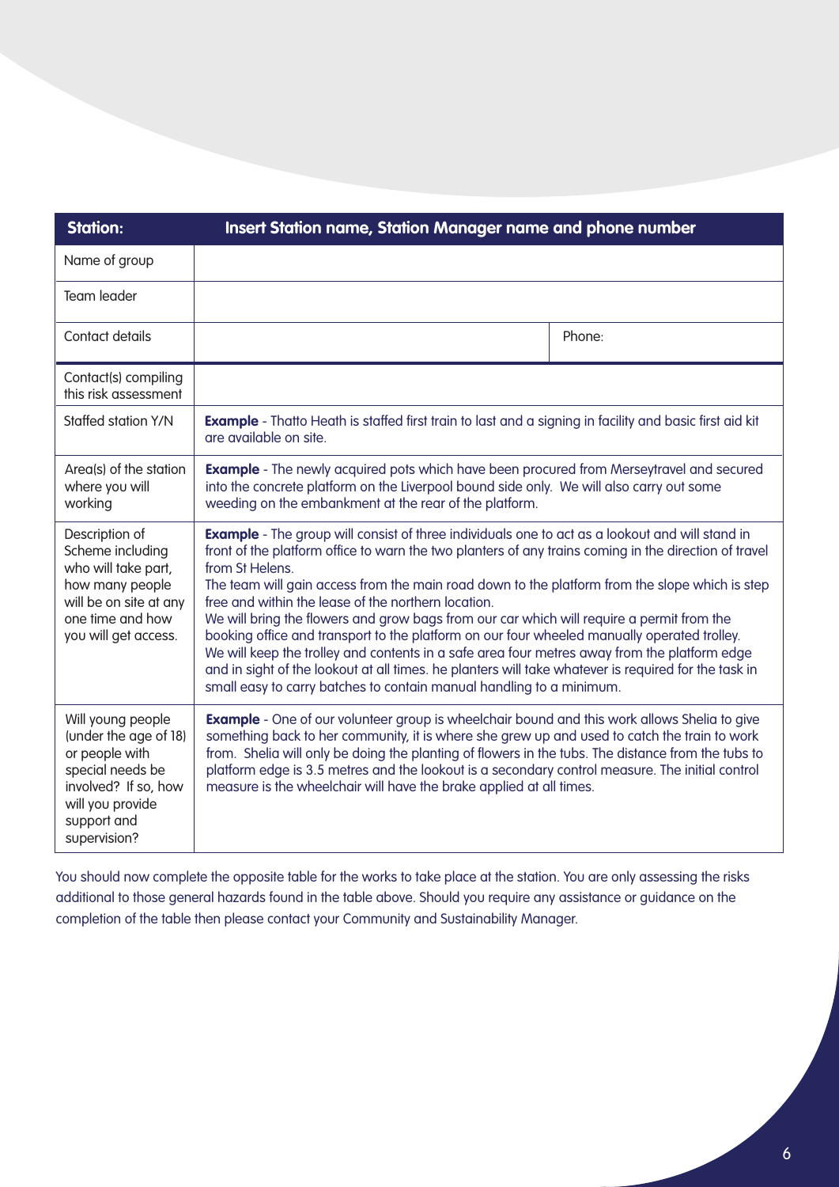| Station: | Insert Station name, Station Manager name and phone number | |
|---|---|---|
| Name of group | | |
| Team leader | | |
| Contact details | | Phone: |
| Contact(s) compiling this risk assessment | | |
| Staffed station Y/N | **Example** - Thatto Heath is staffed first train to last and a signing in facility and basic first aid kit are available on site. | |
| Area(s) of the station where you will working | **Example** - The newly acquired pots which have been procured from Merseytravel and secured into the concrete platform on the Liverpool bound side only. We will also carry out some weeding on the embankment at the rear of the platform. | |
| Description of Scheme including who will take part, how many people will be on site at any one time and how you will get access. | **Example** - The group will consist of three individuals one to act as a lookout and will stand in front of the platform office to warn the two planters of any trains coming in the direction of travel from St Helens.<br>The team will gain access from the main road down to the platform from the slope which is step free and within the lease of the northern location.<br>We will bring the flowers and grow bags from our car which will require a permit from the booking office and transport to the platform on our four wheeled manually operated trolley.<br>We will keep the trolley and contents in a safe area four metres away from the platform edge and in sight of the lookout at all times. he planters will take whatever is required for the task in small easy to carry batches to contain manual handling to a minimum. | |
| Will young people (under the age of 18) or people with special needs be involved? If so, how will you provide support and supervision? | **Example** - One of our volunteer group is wheelchair bound and this work allows Shelia to give something back to her community, it is where she grew up and used to catch the train to work from. Shelia will only be doing the planting of flowers in the tubs. The distance from the tubs to platform edge is 3.5 metres and the lookout is a secondary control measure. The initial control measure is the wheelchair will have the brake applied at all times. | |

You should now complete the opposite table for the works to take place at the station. You are only assessing the risks additional to those general hazards found in the table above. Should you require any assistance or guidance on the completion of the table then please contact your Community and Sustainability Manager.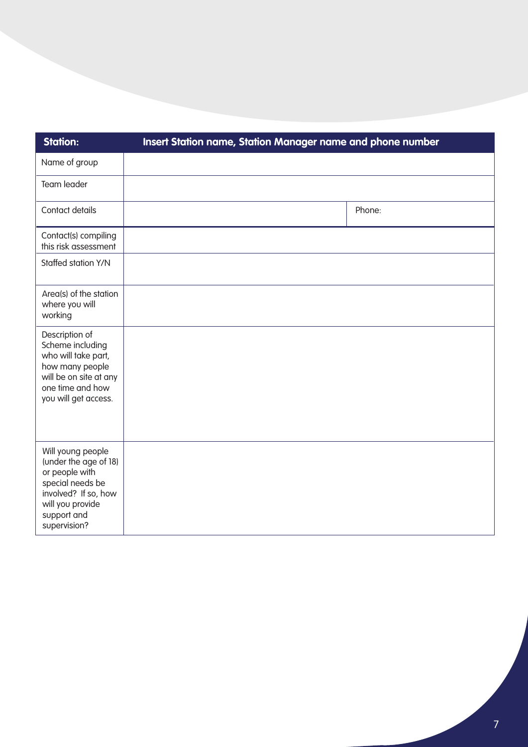| Station: | Insert Station name, Station Manager name and phone number | |
|---|---|---|
| Name of group | | |
| Team leader | | |
| Contact details | | Phone: |
| Contact(s) compiling this risk assessment | | |
| Staffed station Y/N | | |
| Area(s) of the station where you will working | | |
| Description of Scheme including who will take part, how many people will be on site at any one time and how you will get access. | | |
| Will young people (under the age of 18) or people with special needs be involved? If so, how will you provide support and supervision? | | |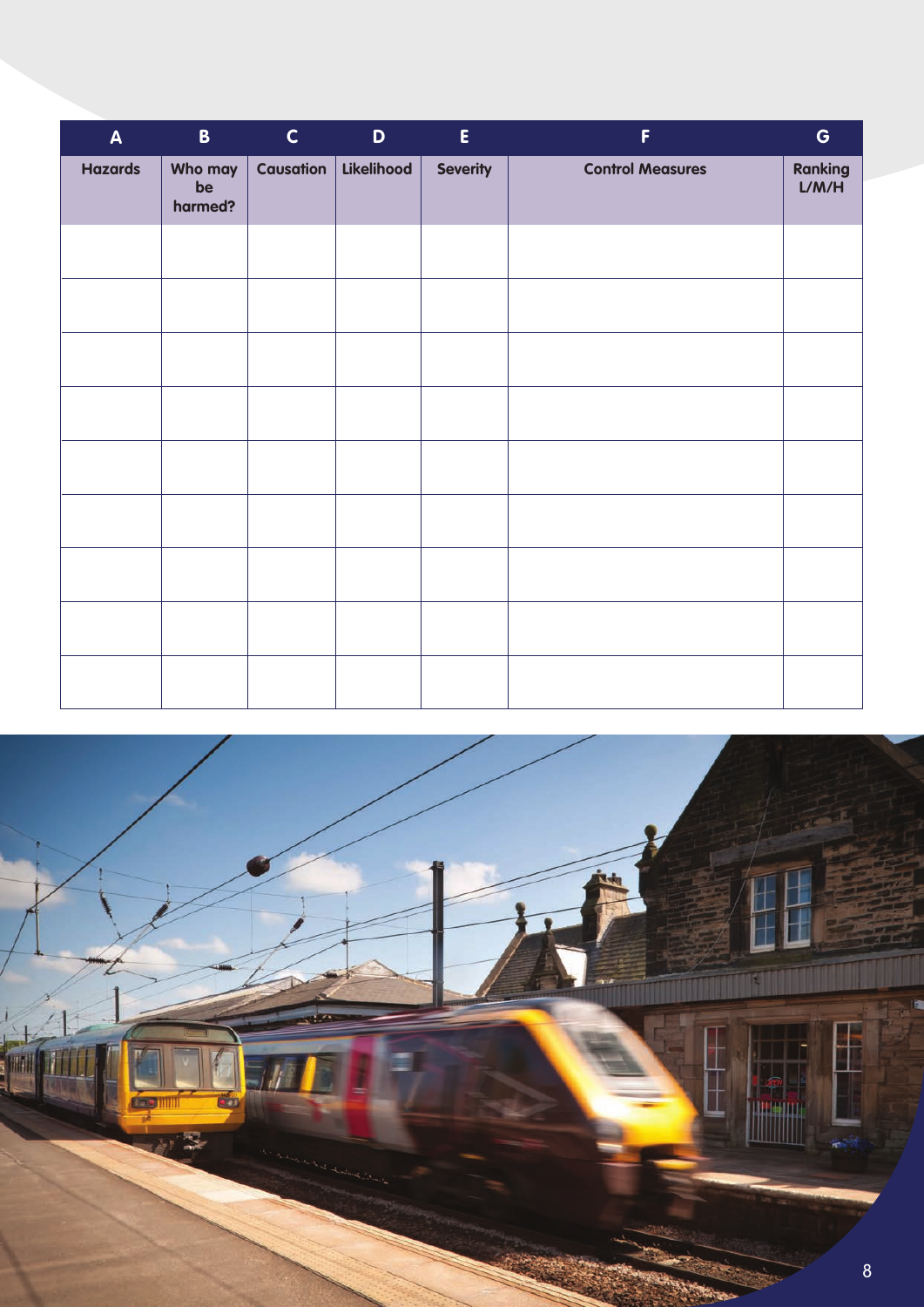| A | B | C | D | E | F | G |
|---|---|---|---|---|---|---|
| **Hazards** | **Who may be harmed?** | **Causation** | **Likelihood** | **Severity** | **Control Measures** | **Ranking L/M/H** |
| | | | | | | |
| | | | | | | |
| | | | | | | |
| | | | | | | |
| | | | | | | |
| | | | | | | |
| | | | | | | |
| | | | | | | |
| | | | | | | |